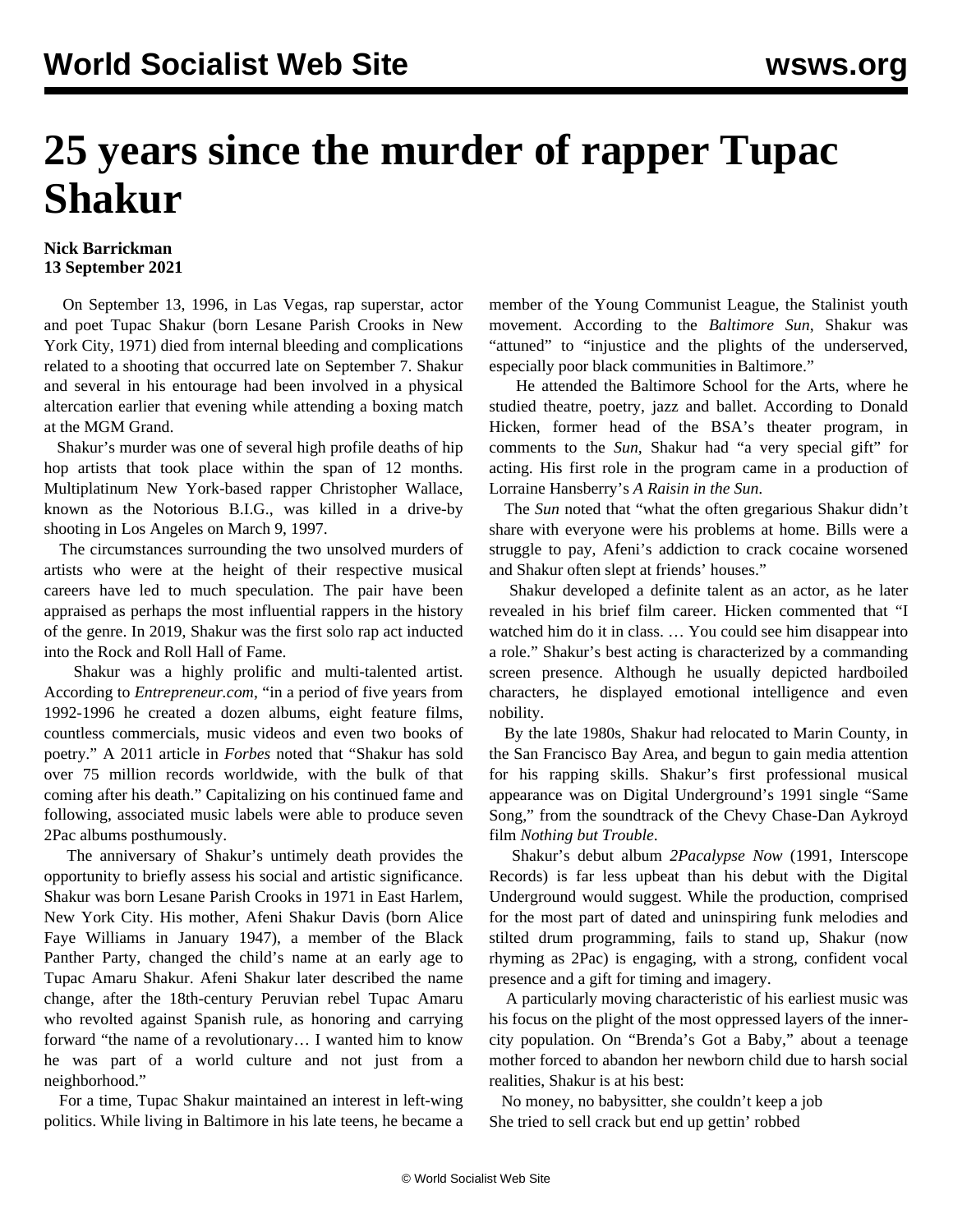# 25 years since the murder of rapper Tupac Shakur

**Nick Barrickman**
**13 September 2021**

On September 13, 1996, in Las Vegas, rap superstar, actor and poet Tupac Shakur (born Lesane Parish Crooks in New York City, 1971) died from internal bleeding and complications related to a shooting that occurred late on September 7. Shakur and several in his entourage had been involved in a physical altercation earlier that evening while attending a boxing match at the MGM Grand.

Shakur's murder was one of several high profile deaths of hip hop artists that took place within the span of 12 months. Multiplatinum New York-based rapper Christopher Wallace, known as the Notorious B.I.G., was killed in a drive-by shooting in Los Angeles on March 9, 1997.

The circumstances surrounding the two unsolved murders of artists who were at the height of their respective musical careers have led to much speculation. The pair have been appraised as perhaps the most influential rappers in the history of the genre. In 2019, Shakur was the first solo rap act inducted into the Rock and Roll Hall of Fame.

Shakur was a highly prolific and multi-talented artist. According to *Entrepreneur.com*, "in a period of five years from 1992-1996 he created a dozen albums, eight feature films, countless commercials, music videos and even two books of poetry." A 2011 article in *Forbes* noted that "Shakur has sold over 75 million records worldwide, with the bulk of that coming after his death." Capitalizing on his continued fame and following, associated music labels were able to produce seven 2Pac albums posthumously.

The anniversary of Shakur's untimely death provides the opportunity to briefly assess his social and artistic significance. Shakur was born Lesane Parish Crooks in 1971 in East Harlem, New York City. His mother, Afeni Shakur Davis (born Alice Faye Williams in January 1947), a member of the Black Panther Party, changed the child's name at an early age to Tupac Amaru Shakur. Afeni Shakur later described the name change, after the 18th-century Peruvian rebel Tupac Amaru who revolted against Spanish rule, as honoring and carrying forward "the name of a revolutionary… I wanted him to know he was part of a world culture and not just from a neighborhood."

For a time, Tupac Shakur maintained an interest in left-wing politics. While living in Baltimore in his late teens, he became a member of the Young Communist League, the Stalinist youth movement. According to the *Baltimore Sun*, Shakur was "attuned" to "injustice and the plights of the underserved, especially poor black communities in Baltimore."

He attended the Baltimore School for the Arts, where he studied theatre, poetry, jazz and ballet. According to Donald Hicken, former head of the BSA's theater program, in comments to the *Sun*, Shakur had "a very special gift" for acting. His first role in the program came in a production of Lorraine Hansberry's *A Raisin in the Sun*.

The *Sun* noted that "what the often gregarious Shakur didn't share with everyone were his problems at home. Bills were a struggle to pay, Afeni's addiction to crack cocaine worsened and Shakur often slept at friends' houses."

Shakur developed a definite talent as an actor, as he later revealed in his brief film career. Hicken commented that "I watched him do it in class. … You could see him disappear into a role." Shakur's best acting is characterized by a commanding screen presence. Although he usually depicted hardboiled characters, he displayed emotional intelligence and even nobility.

By the late 1980s, Shakur had relocated to Marin County, in the San Francisco Bay Area, and begun to gain media attention for his rapping skills. Shakur's first professional musical appearance was on Digital Underground's 1991 single "Same Song," from the soundtrack of the Chevy Chase-Dan Aykroyd film *Nothing but Trouble*.

Shakur's debut album *2Pacalypse Now* (1991, Interscope Records) is far less upbeat than his debut with the Digital Underground would suggest. While the production, comprised for the most part of dated and uninspiring funk melodies and stilted drum programming, fails to stand up, Shakur (now rhyming as 2Pac) is engaging, with a strong, confident vocal presence and a gift for timing and imagery.

A particularly moving characteristic of his earliest music was his focus on the plight of the most oppressed layers of the inner-city population. On "Brenda's Got a Baby," about a teenage mother forced to abandon her newborn child due to harsh social realities, Shakur is at his best:

No money, no babysitter, she couldn't keep a job
She tried to sell crack but end up gettin' robbed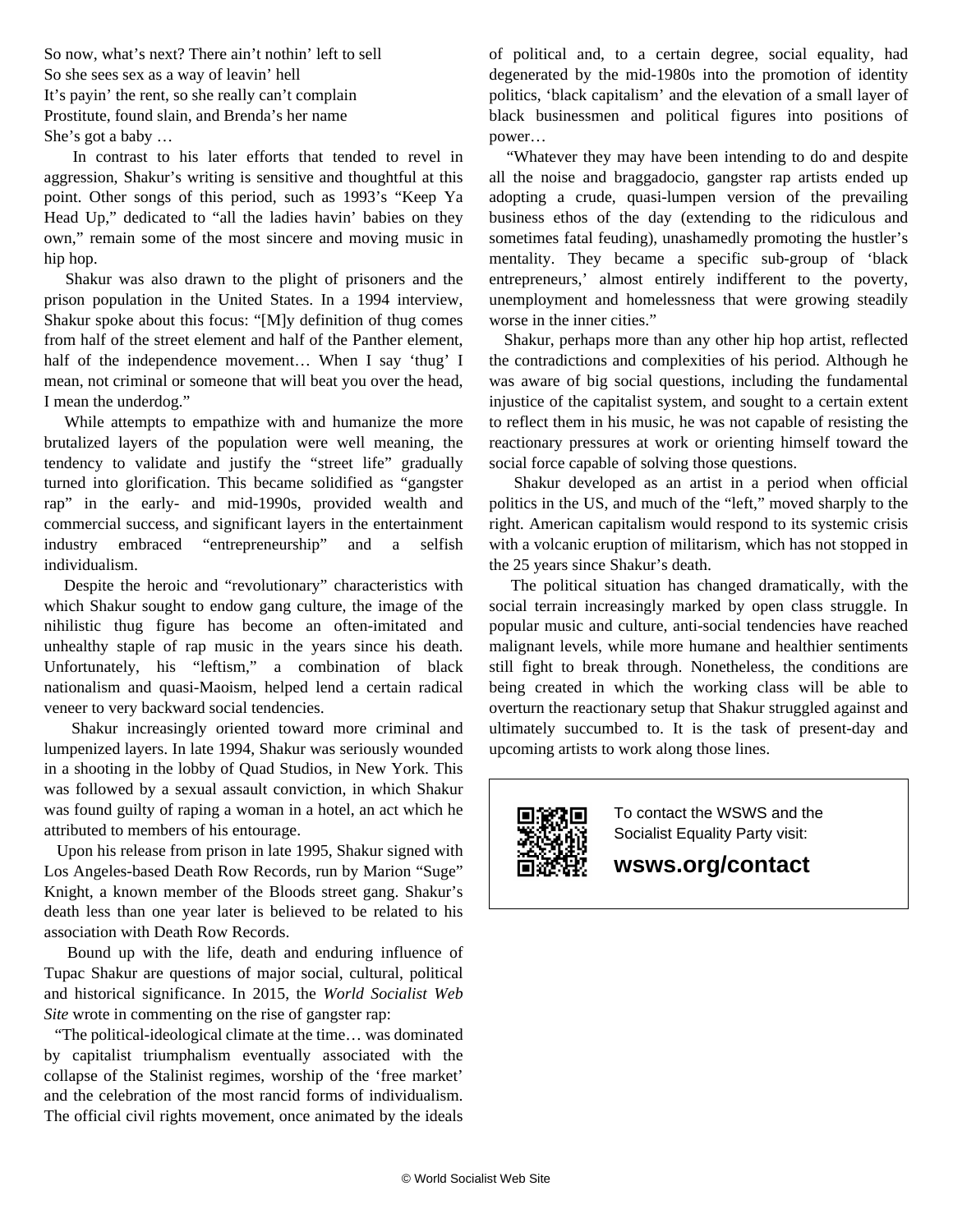So now, what's next? There ain't nothin' left to sell
So she sees sex as a way of leavin' hell
It's payin' the rent, so she really can't complain
Prostitute, found slain, and Brenda's her name
She's got a baby …

In contrast to his later efforts that tended to revel in aggression, Shakur's writing is sensitive and thoughtful at this point. Other songs of this period, such as 1993's "Keep Ya Head Up," dedicated to "all the ladies havin' babies on they own," remain some of the most sincere and moving music in hip hop.

Shakur was also drawn to the plight of prisoners and the prison population in the United States. In a 1994 interview, Shakur spoke about this focus: "[M]y definition of thug comes from half of the street element and half of the Panther element, half of the independence movement… When I say 'thug' I mean, not criminal or someone that will beat you over the head, I mean the underdog."

While attempts to empathize with and humanize the more brutalized layers of the population were well meaning, the tendency to validate and justify the "street life" gradually turned into glorification. This became solidified as "gangster rap" in the early- and mid-1990s, provided wealth and commercial success, and significant layers in the entertainment industry embraced "entrepreneurship" and a selfish individualism.

Despite the heroic and "revolutionary" characteristics with which Shakur sought to endow gang culture, the image of the nihilistic thug figure has become an often-imitated and unhealthy staple of rap music in the years since his death. Unfortunately, his "leftism," a combination of black nationalism and quasi-Maoism, helped lend a certain radical veneer to very backward social tendencies.

Shakur increasingly oriented toward more criminal and lumpenized layers. In late 1994, Shakur was seriously wounded in a shooting in the lobby of Quad Studios, in New York. This was followed by a sexual assault conviction, in which Shakur was found guilty of raping a woman in a hotel, an act which he attributed to members of his entourage.

Upon his release from prison in late 1995, Shakur signed with Los Angeles-based Death Row Records, run by Marion "Suge" Knight, a known member of the Bloods street gang. Shakur's death less than one year later is believed to be related to his association with Death Row Records.

Bound up with the life, death and enduring influence of Tupac Shakur are questions of major social, cultural, political and historical significance. In 2015, the *World Socialist Web Site* wrote in commenting on the rise of gangster rap:

"The political-ideological climate at the time… was dominated by capitalist triumphalism eventually associated with the collapse of the Stalinist regimes, worship of the 'free market' and the celebration of the most rancid forms of individualism. The official civil rights movement, once animated by the ideals of political and, to a certain degree, social equality, had degenerated by the mid-1980s into the promotion of identity politics, 'black capitalism' and the elevation of a small layer of black businessmen and political figures into positions of power…

"Whatever they may have been intending to do and despite all the noise and braggadocio, gangster rap artists ended up adopting a crude, quasi-lumpen version of the prevailing business ethos of the day (extending to the ridiculous and sometimes fatal feuding), unashamedly promoting the hustler's mentality. They became a specific sub-group of 'black entrepreneurs,' almost entirely indifferent to the poverty, unemployment and homelessness that were growing steadily worse in the inner cities."

Shakur, perhaps more than any other hip hop artist, reflected the contradictions and complexities of his period. Although he was aware of big social questions, including the fundamental injustice of the capitalist system, and sought to a certain extent to reflect them in his music, he was not capable of resisting the reactionary pressures at work or orienting himself toward the social force capable of solving those questions.

Shakur developed as an artist in a period when official politics in the US, and much of the "left," moved sharply to the right. American capitalism would respond to its systemic crisis with a volcanic eruption of militarism, which has not stopped in the 25 years since Shakur's death.

The political situation has changed dramatically, with the social terrain increasingly marked by open class struggle. In popular music and culture, anti-social tendencies have reached malignant levels, while more humane and healthier sentiments still fight to break through. Nonetheless, the conditions are being created in which the working class will be able to overturn the reactionary setup that Shakur struggled against and ultimately succumbed to. It is the task of present-day and upcoming artists to work along those lines.

To contact the WSWS and the Socialist Equality Party visit:

**wsws.org/contact**